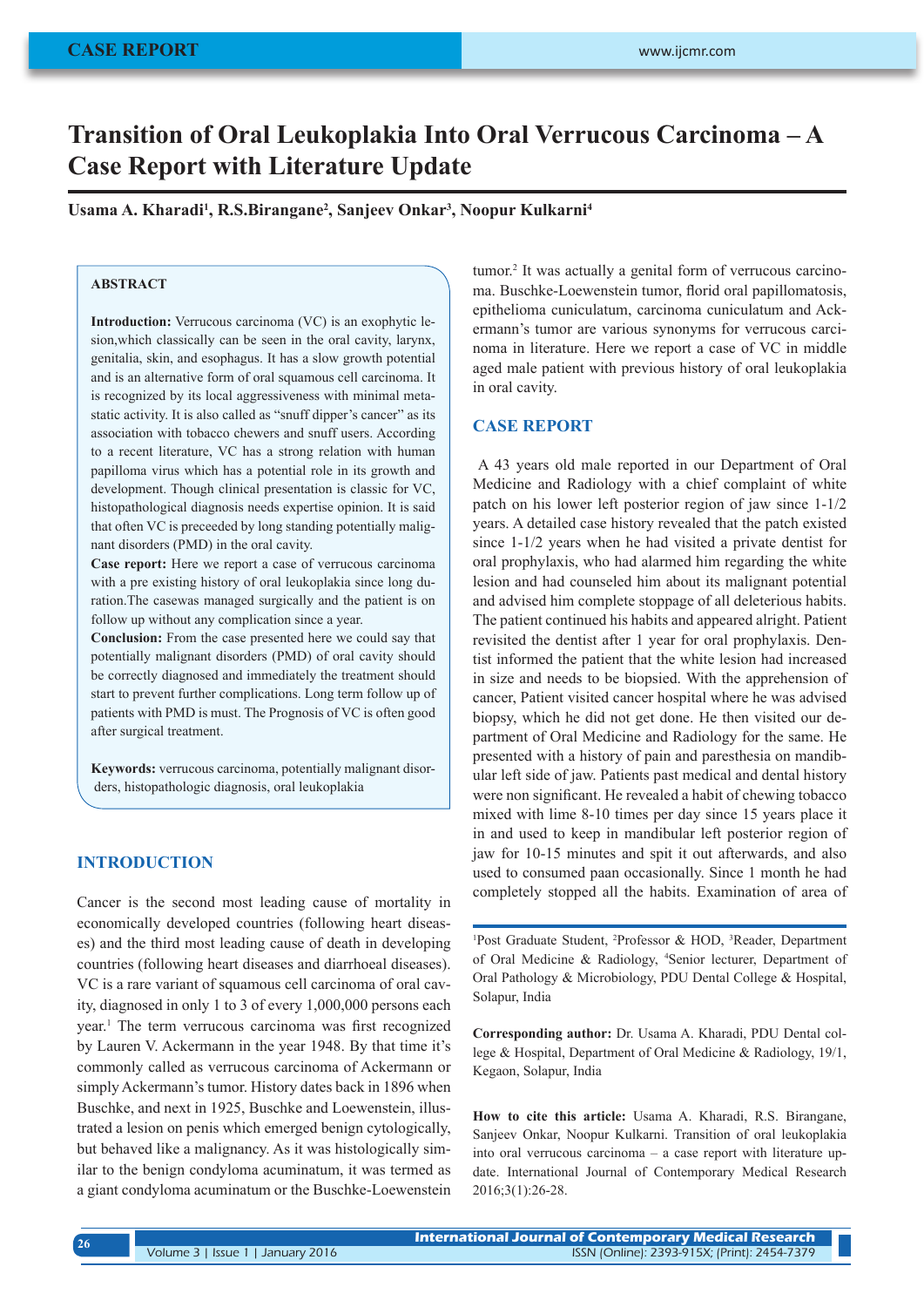CASE REPORT

# Transition of Oral Leukoplakia Into Oral Verrucous Carcinoma – A Case Report with Literature Update

**Usama A. Kharadi[1], R.S.Birangane[2], Sanjeev Onkar[3], Noopur Kulkarni[4]**

## ABSTRACT

**Introduction:** Verrucous carcinoma (VC) is an exophytic lesion,which classically can be seen in the oral cavity, larynx, genitalia, skin, and esophagus. It has a slow growth potential and is an alternative form of oral squamous cell carcinoma. It is recognized by its local aggressiveness with minimal metastatic activity. It is also called as "snuff dipper's cancer" as its association with tobacco chewers and snuff users. According to a recent literature, VC has a strong relation with human papilloma virus which has a potential role in its growth and development. Though clinical presentation is classic for VC, histopathological diagnosis needs expertise opinion. It is said that often VC is preceeded by long standing potentially malignant disorders (PMD) in the oral cavity.

**Case report:** Here we report a case of verrucous carcinoma with a pre existing history of oral leukoplakia since long duration.The casewas managed surgically and the patient is on follow up without any complication since a year.

**Conclusion:** From the case presented here we could say that potentially malignant disorders (PMD) of oral cavity should be correctly diagnosed and immediately the treatment should start to prevent further complications. Long term follow up of patients with PMD is must. The Prognosis of VC is often good after surgical treatment.

**Keywords:** verrucous carcinoma, potentially malignant disorders, histopathologic diagnosis, oral leukoplakia

## INTRODUCTION

Cancer is the second most leading cause of mortality in economically developed countries (following heart diseases) and the third most leading cause of death in developing countries (following heart diseases and diarrhoeal diseases). VC is a rare variant of squamous cell carcinoma of oral cavity, diagnosed in only 1 to 3 of every 1,000,000 persons each year.[1] The term verrucous carcinoma was first recognized by Lauren V. Ackermann in the year 1948. By that time it's commonly called as verrucous carcinoma of Ackermann or simply Ackermann's tumor. History dates back in 1896 when Buschke, and next in 1925, Buschke and Loewenstein, illustrated a lesion on penis which emerged benign cytologically, but behaved like a malignancy. As it was histologically similar to the benign condyloma acuminatum, it was termed as a giant condyloma acuminatum or the Buschke-Loewenstein tumor.[2] It was actually a genital form of verrucous carcinoma. Buschke-Loewenstein tumor, florid oral papillomatosis, epithelioma cuniculatum, carcinoma cuniculatum and Ackermann's tumor are various synonyms for verrucous carcinoma in literature. Here we report a case of VC in middle aged male patient with previous history of oral leukoplakia in oral cavity.

## CASE REPORT

A 43 years old male reported in our Department of Oral Medicine and Radiology with a chief complaint of white patch on his lower left posterior region of jaw since 1-1/2 years. A detailed case history revealed that the patch existed since 1-1/2 years when he had visited a private dentist for oral prophylaxis, who had alarmed him regarding the white lesion and had counseled him about its malignant potential and advised him complete stoppage of all deleterious habits. The patient continued his habits and appeared alright. Patient revisited the dentist after 1 year for oral prophylaxis. Dentist informed the patient that the white lesion had increased in size and needs to be biopsied. With the apprehension of cancer, Patient visited cancer hospital where he was advised biopsy, which he did not get done. He then visited our department of Oral Medicine and Radiology for the same. He presented with a history of pain and paresthesia on mandibular left side of jaw. Patients past medical and dental history were non significant. He revealed a habit of chewing tobacco mixed with lime 8-10 times per day since 15 years place it in and used to keep in mandibular left posterior region of jaw for 10-15 minutes and spit it out afterwards, and also used to consumed paan occasionally. Since 1 month he had completely stopped all the habits. Examination of area of

---

[1]Post Graduate Student, [2]Professor & HOD, [3]Reader, Department of Oral Medicine & Radiology, [4]Senior lecturer, Department of Oral Pathology & Microbiology, PDU Dental College & Hospital, Solapur, India

**Corresponding author:** Dr. Usama A. Kharadi, PDU Dental college & Hospital, Department of Oral Medicine & Radiology, 19/1, Kegaon, Solapur, India

**How to cite this article:** Usama A. Kharadi, R.S. Birangane, Sanjeev Onkar, Noopur Kulkarni. Transition of oral leukoplakia into oral verrucous carcinoma – a case report with literature update. International Journal of Contemporary Medical Research 2016;3(1):26-28.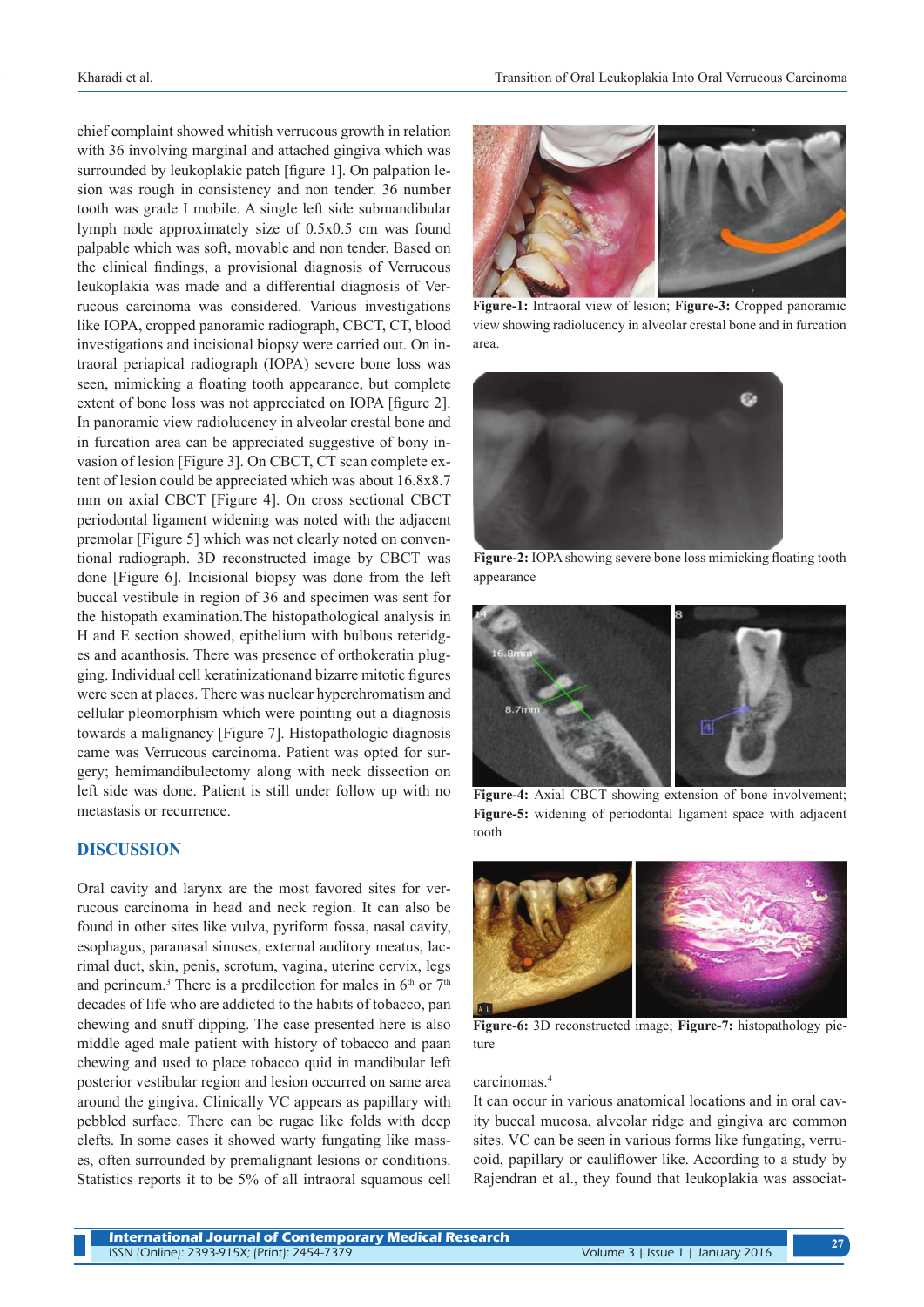chief complaint showed whitish verrucous growth in relation with 36 involving marginal and attached gingiva which was surrounded by leukoplakic patch [figure 1]. On palpation lesion was rough in consistency and non tender. 36 number tooth was grade I mobile. A single left side submandibular lymph node approximately size of 0.5x0.5 cm was found palpable which was soft, movable and non tender. Based on the clinical findings, a provisional diagnosis of Verrucous leukoplakia was made and a differential diagnosis of Verrucous carcinoma was considered. Various investigations like IOPA, cropped panoramic radiograph, CBCT, CT, blood investigations and incisional biopsy were carried out. On intraoral periapical radiograph (IOPA) severe bone loss was seen, mimicking a floating tooth appearance, but complete extent of bone loss was not appreciated on IOPA [figure 2]. In panoramic view radiolucency in alveolar crestal bone and in furcation area can be appreciated suggestive of bony invasion of lesion [Figure 3]. On CBCT, CT scan complete extent of lesion could be appreciated which was about 16.8x8.7 mm on axial CBCT [Figure 4]. On cross sectional CBCT periodontal ligament widening was noted with the adjacent premolar [Figure 5] which was not clearly noted on conventional radiograph. 3D reconstructed image by CBCT was done [Figure 6]. Incisional biopsy was done from the left buccal vestibule in region of 36 and specimen was sent for the histopath examination.The histopathological analysis in H and E section showed, epithelium with bulbous reteridges and acanthosis. There was presence of orthokeratin plugging. Individual cell keratinizationand bizarre mitotic figures were seen at places. There was nuclear hyperchromatism and cellular pleomorphism which were pointing out a diagnosis towards a malignancy [Figure 7]. Histopathologic diagnosis came was Verrucous carcinoma. Patient was opted for surgery; hemimandibulectomy along with neck dissection on left side was done. Patient is still under follow up with no metastasis or recurrence.

## DISCUSSION

Oral cavity and larynx are the most favored sites for verrucous carcinoma in head and neck region. It can also be found in other sites like vulva, pyriform fossa, nasal cavity, esophagus, paranasal sinuses, external auditory meatus, lacrimal duct, skin, penis, scrotum, vagina, uterine cervix, legs and perineum.[3] There is a predilection for males in 6th or 7th decades of life who are addicted to the habits of tobacco, pan chewing and snuff dipping. The case presented here is also middle aged male patient with history of tobacco and paan chewing and used to place tobacco quid in mandibular left posterior vestibular region and lesion occurred on same area around the gingiva. Clinically VC appears as papillary with pebbled surface. There can be rugae like folds with deep clefts. In some cases it showed warty fungating like masses, often surrounded by premalignant lesions or conditions. Statistics reports it to be 5% of all intraoral squamous cell carcinomas.[4]

**Figure-1:** Intraoral view of lesion; **Figure-3:** Cropped panoramic view showing radiolucency in alveolar crestal bone and in furcation area.

**Figure-2:** IOPA showing severe bone loss mimicking floating tooth appearance

**Figure-4:** Axial CBCT showing extension of bone involvement; **Figure-5:** widening of periodontal ligament space with adjacent tooth

**Figure-6:** 3D reconstructed image; **Figure-7:** histopathology picture

It can occur in various anatomical locations and in oral cavity buccal mucosa, alveolar ridge and gingiva are common sites. VC can be seen in various forms like fungating, verrucoid, papillary or cauliflower like. According to a study by Rajendran et al., they found that leukoplakia was associat-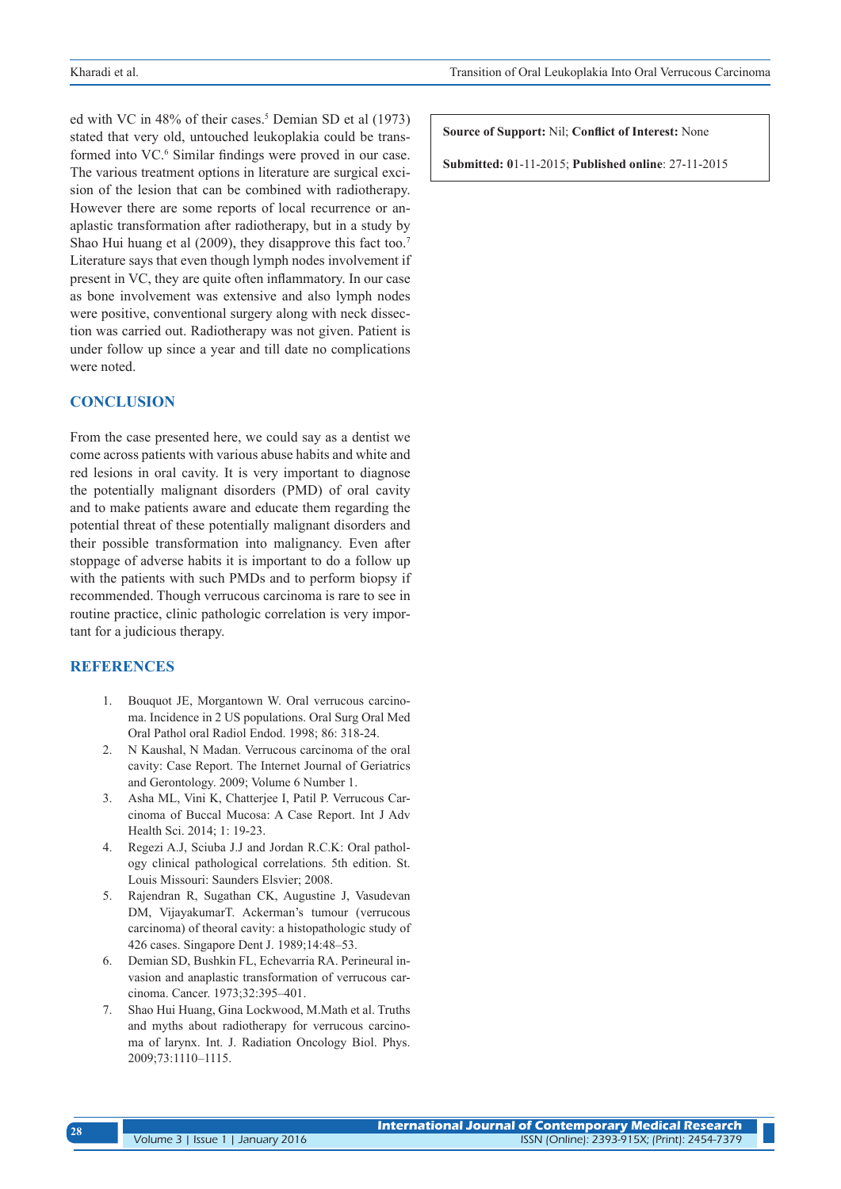ed with VC in 48% of their cases.[5] Demian SD et al (1973) stated that very old, untouched leukoplakia could be transformed into VC.[6] Similar findings were proved in our case. The various treatment options in literature are surgical excision of the lesion that can be combined with radiotherapy. However there are some reports of local recurrence or anaplastic transformation after radiotherapy, but in a study by Shao Hui huang et al (2009), they disapprove this fact too.[7] Literature says that even though lymph nodes involvement if present in VC, they are quite often inflammatory. In our case as bone involvement was extensive and also lymph nodes were positive, conventional surgery along with neck dissection was carried out. Radiotherapy was not given. Patient is under follow up since a year and till date no complications were noted.

## CONCLUSION

From the case presented here, we could say as a dentist we come across patients with various abuse habits and white and red lesions in oral cavity. It is very important to diagnose the potentially malignant disorders (PMD) of oral cavity and to make patients aware and educate them regarding the potential threat of these potentially malignant disorders and their possible transformation into malignancy. Even after stoppage of adverse habits it is important to do a follow up with the patients with such PMDs and to perform biopsy if recommended. Though verrucous carcinoma is rare to see in routine practice, clinic pathologic correlation is very important for a judicious therapy.

## REFERENCES

1. Bouquot JE, Morgantown W. Oral verrucous carcinoma. Incidence in 2 US populations. Oral Surg Oral Med Oral Pathol oral Radiol Endod. 1998; 86: 318-24.
2. N Kaushal, N Madan. Verrucous carcinoma of the oral cavity: Case Report. The Internet Journal of Geriatrics and Gerontology. 2009; Volume 6 Number 1.
3. Asha ML, Vini K, Chatterjee I, Patil P. Verrucous Carcinoma of Buccal Mucosa: A Case Report. Int J Adv Health Sci. 2014; 1: 19-23.
4. Regezi A.J, Sciuba J.J and Jordan R.C.K: Oral pathology clinical pathological correlations. 5th edition. St. Louis Missouri: Saunders Elsvier; 2008.
5. Rajendran R, Sugathan CK, Augustine J, Vasudevan DM, VijayakumarT. Ackerman's tumour (verrucous carcinoma) of theoral cavity: a histopathologic study of 426 cases. Singapore Dent J. 1989;14:48–53.
6. Demian SD, Bushkin FL, Echevarria RA. Perineural invasion and anaplastic transformation of verrucous carcinoma. Cancer. 1973;32:395–401.
7. Shao Hui Huang, Gina Lockwood, M.Math et al. Truths and myths about radiotherapy for verrucous carcinoma of larynx. Int. J. Radiation Oncology Biol. Phys. 2009;73:1110–1115.

**Source of Support:** Nil; **Conflict of Interest:** None

**Submitted: 0**1-11-2015; **Published online**: 27-11-2015